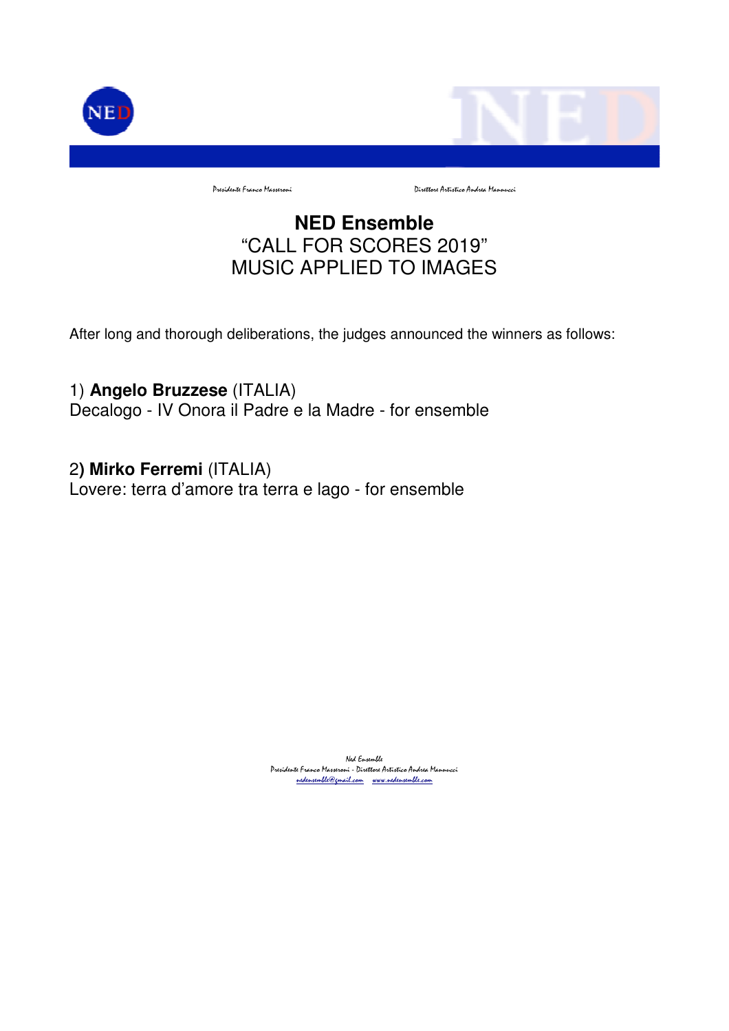Presidente Franco Masseroni Direttore Artistico Andrea Mannucci

# NED Ensemble

## "CALL FOR SCORES 2019"
## MUSIC APPLIED TO IMAGES

After long and thorough deliberations, the judges announced the winners as follows:

1) **Angelo Bruzzese** (ITALIA)
Decalogo - IV Onora il Padre e la Madre - for ensemble

2**) Mirko Ferremi** (ITALIA)
Lovere: terra d'amore tra terra e lago - for ensemble

Ned Ensemble
Presidente Franco Masseroni - Direttore Artistico Andrea Mannucci
nedensemble@gmail.com www.nedensemble.com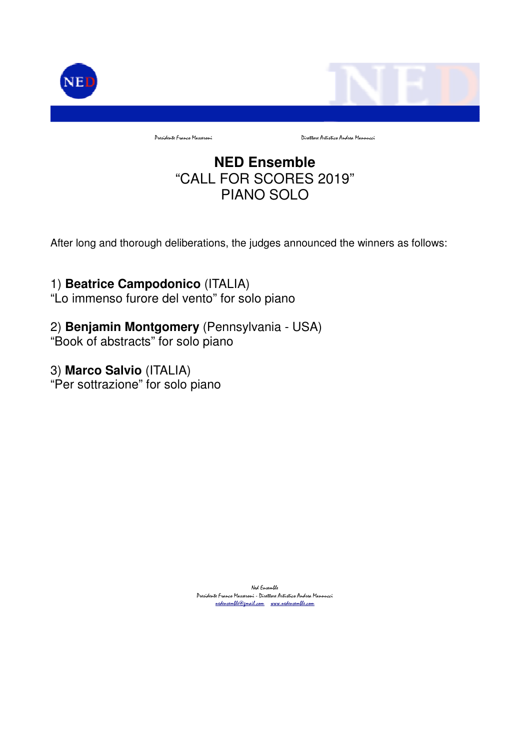Presidente Franco Masseroni Direttore Artistico Andrea Mannucci

# NED Ensemble

## "CALL FOR SCORES 2019"
## PIANO SOLO

After long and thorough deliberations, the judges announced the winners as follows:

1) **Beatrice Campodonico** (ITALIA)
"Lo immenso furore del vento" for solo piano

2) **Benjamin Montgomery** (Pennsylvania - USA)
"Book of abstracts" for solo piano

3) **Marco Salvio** (ITALIA)
"Per sottrazione" for solo piano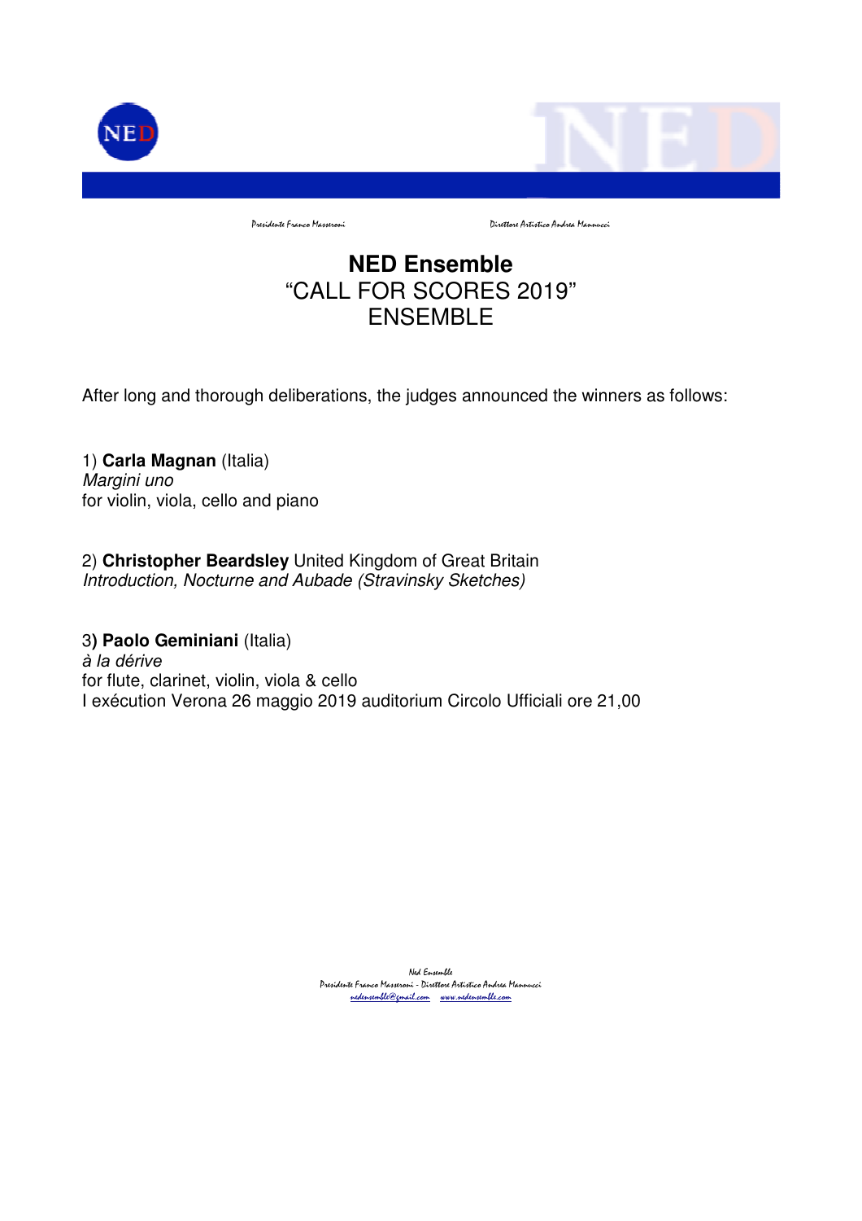Presidente Franco Masseroni Direttore Artistico Andrea Mannucci

# NED Ensemble

## "CALL FOR SCORES 2019"
## ENSEMBLE

After long and thorough deliberations, the judges announced the winners as follows:

1) **Carla Magnan** (Italia)
*Margini uno*
for violin, viola, cello and piano

2) **Christopher Beardsley** United Kingdom of Great Britain
*Introduction, Nocturne and Aubade (Stravinsky Sketches)*

3**) Paolo Geminiani** (Italia)
*à la dérive*
for flute, clarinet, violin, viola & cello
I exécution Verona 26 maggio 2019 auditorium Circolo Ufficiali ore 21,00

Ned Ensemble
Presidente Franco Masseroni - Direttore Artistico Andrea Mannucci
nedensemble@gmail.com www.nedensemble.com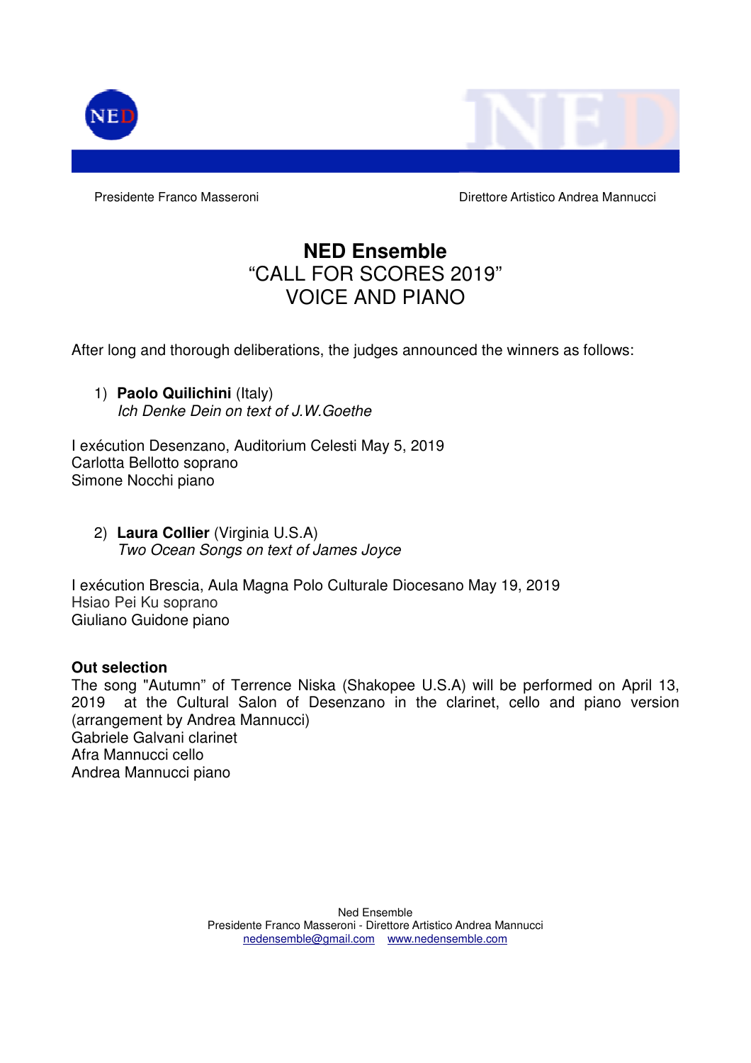Presidente Franco Masseroni

Direttore Artistico Andrea Mannucci

# NED Ensemble
## "CALL FOR SCORES 2019"
## VOICE AND PIANO

After long and thorough deliberations, the judges announced the winners as follows:

1) **Paolo Quilichini** (Italy)
   *Ich Denke Dein on text of J.W.Goethe*

I exécution Desenzano, Auditorium Celesti May 5, 2019
Carlotta Bellotto soprano
Simone Nocchi piano

2) **Laura Collier** (Virginia U.S.A)
   *Two Ocean Songs on text of James Joyce*

I exécution Brescia, Aula Magna Polo Culturale Diocesano May 19, 2019
Hsiao Pei Ku soprano
Giuliano Guidone piano

**Out selection**
The song "Autumn" of Terrence Niska (Shakopee U.S.A) will be performed on April 13, 2019 at the Cultural Salon of Desenzano in the clarinet, cello and piano version (arrangement by Andrea Mannucci)
Gabriele Galvani clarinet
Afra Mannucci cello
Andrea Mannucci piano

Ned Ensemble
Presidente Franco Masseroni - Direttore Artistico Andrea Mannucci
nedensemble@gmail.com www.nedensemble.com